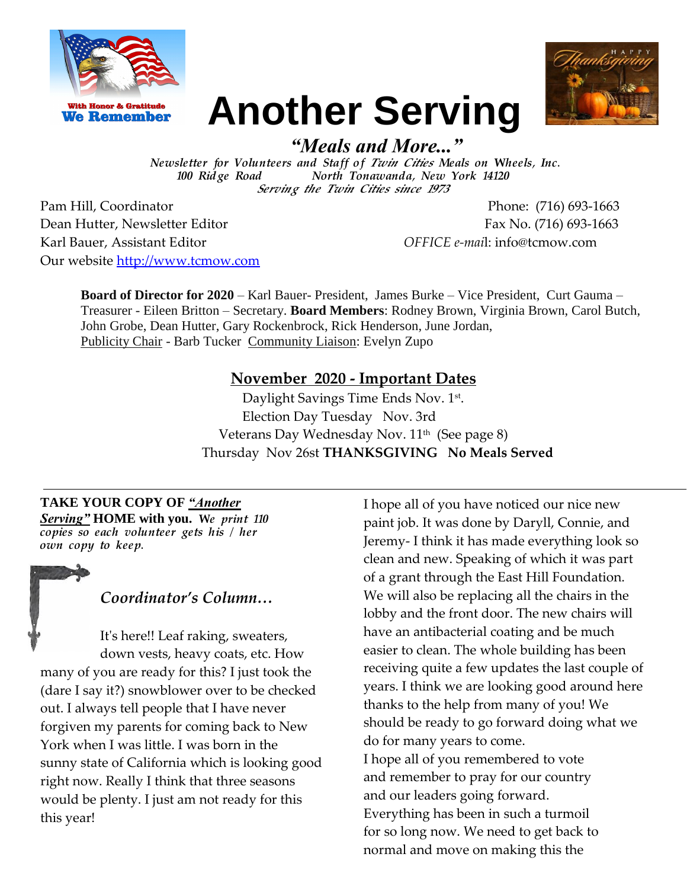With Honor & Gratitude
**We Remember**

# Another Serving

***"Meals and More..."***

*Newsletter for Volunteers and Staff of Twin Cities Meals on Wheels, Inc.*
*100 Ridge Road North Tonawanda, New York 14120*
*Serving the Twin Cities since 1973*

HAPPY *Thanksgiving*

Pam Hill, Coordinator
Dean Hutter, Newsletter Editor
Karl Bauer, Assistant Editor
Our website http://www.tcmow.com

Phone: (716) 693-1663
Fax No. (716) 693-1663
*OFFICE e-mai*l: info@tcmow.com

**Board of Director for 2020** – Karl Bauer- President, James Burke – Vice President, Curt Gauma – Treasurer - Eileen Britton – Secretary. **Board Members**: Rodney Brown, Virginia Brown, Carol Butch, John Grobe, Dean Hutter, Gary Rockenbrock, Rick Henderson, June Jordan, Publicity Chair - Barb Tucker Community Liaison: Evelyn Zupo

## November 2020 - Important Dates

Daylight Savings Time Ends Nov. 1st.
Election Day Tuesday Nov. 3rd
Veterans Day Wednesday Nov. 11th (See page 8)
Thursday Nov 26st **THANKSGIVING No Meals Served**

---

**TAKE YOUR COPY OF *"Another Serving"* HOME with you.** *We print 110 copies so each volunteer gets his / her own copy to keep.*

### *Coordinator's Column…*

It's here!! Leaf raking, sweaters, down vests, heavy coats, etc. How many of you are ready for this? I just took the (dare I say it?) snowblower over to be checked out. I always tell people that I have never forgiven my parents for coming back to New York when I was little. I was born in the sunny state of California which is looking good right now. Really I think that three seasons would be plenty. I just am not ready for this this year!

I hope all of you have noticed our nice new paint job. It was done by Daryll, Connie, and Jeremy- I think it has made everything look so clean and new. Speaking of which it was part of a grant through the East Hill Foundation. We will also be replacing all the chairs in the lobby and the front door. The new chairs will have an antibacterial coating and be much easier to clean. The whole building has been receiving quite a few updates the last couple of years. I think we are looking good around here thanks to the help from many of you! We should be ready to go forward doing what we do for many years to come.
I hope all of you remembered to vote and remember to pray for our country and our leaders going forward. Everything has been in such a turmoil for so long now. We need to get back to normal and move on making this the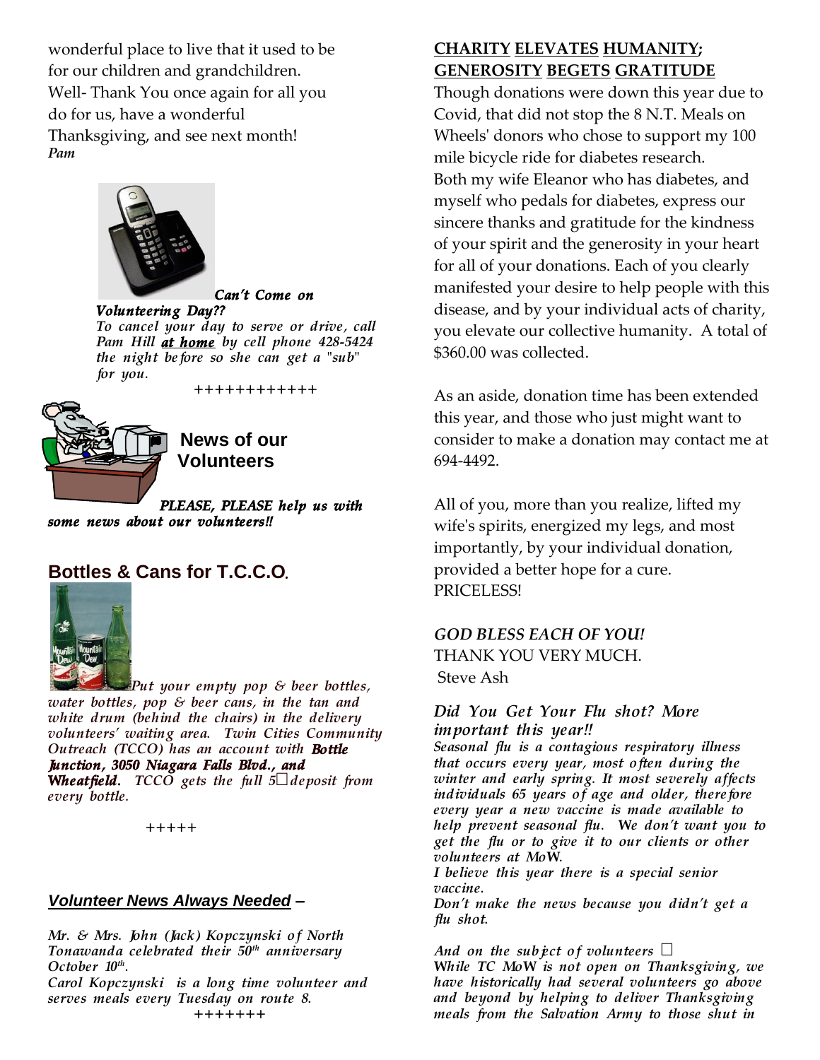wonderful place to live that it used to be for our children and grandchildren. Well- Thank You once again for all you do for us, have a wonderful Thanksgiving, and see next month!
*Pam*

***Can't Come on Volunteering Day??***
*To cancel your day to serve or drive, call Pam Hill **at home** by cell phone 428-5424 the night before so she can get a "sub" for you.*

++++++++++++

## News of our Volunteers

***PLEASE, PLEASE help us with some news about our volunteers!!***

## Bottles & Cans for T.C.C.O.

*Put your empty pop & beer bottles, water bottles, pop & beer cans, in the tan and white drum (behind the chairs) in the delivery volunteers' waiting area. Twin Cities Community Outreach (TCCO) has an account with **Bottle Junction, 3050 Niagara Falls Blvd., and Wheatfield.** TCCO gets the full 5¢ deposit from every bottle.*

+++++

## ***Volunteer News Always Needed –***

*Mr. & Mrs. John (Jack) Kopczynski of North Tonawanda celebrated their 50th anniversary October 10th.*
*Carol Kopczynski is a long time volunteer and serves meals every Tuesday on route 8.*

+++++++

## CHARITY ELEVATES HUMANITY; GENEROSITY BEGETS GRATITUDE

Though donations were down this year due to Covid, that did not stop the 8 N.T. Meals on Wheels' donors who chose to support my 100 mile bicycle ride for diabetes research.
Both my wife Eleanor who has diabetes, and myself who pedals for diabetes, express our sincere thanks and gratitude for the kindness of your spirit and the generosity in your heart for all of your donations. Each of you clearly manifested your desire to help people with this disease, and by your individual acts of charity, you elevate our collective humanity. A total of $360.00 was collected.

As an aside, donation time has been extended this year, and those who just might want to consider to make a donation may contact me at 694-4492.

All of you, more than you realize, lifted my wife's spirits, energized my legs, and most importantly, by your individual donation, provided a better hope for a cure.
PRICELESS!

*GOD BLESS EACH OF YOU!*
THANK YOU VERY MUCH.
Steve Ash

## *Did You Get Your Flu shot? More important this year!!*

***Seasonal flu is a contagious respiratory illness that occurs every year, most often during the winter and early spring. It most severely affects individuals 65 years of age and older, therefore every year a new vaccine is made available to help prevent seasonal flu. We don't want you to get the flu or to give it to our clients or other volunteers at MoW.***
*I believe this year there is a special senior vaccine.*
*Don't make the news because you didn't get a flu shot.*

***And on the subject of volunteers –***
***While TC MoW is not open on Thanksgiving, we have historically had several volunteers go above and beyond by helping to deliver Thanksgiving meals from the Salvation Army to those shut in***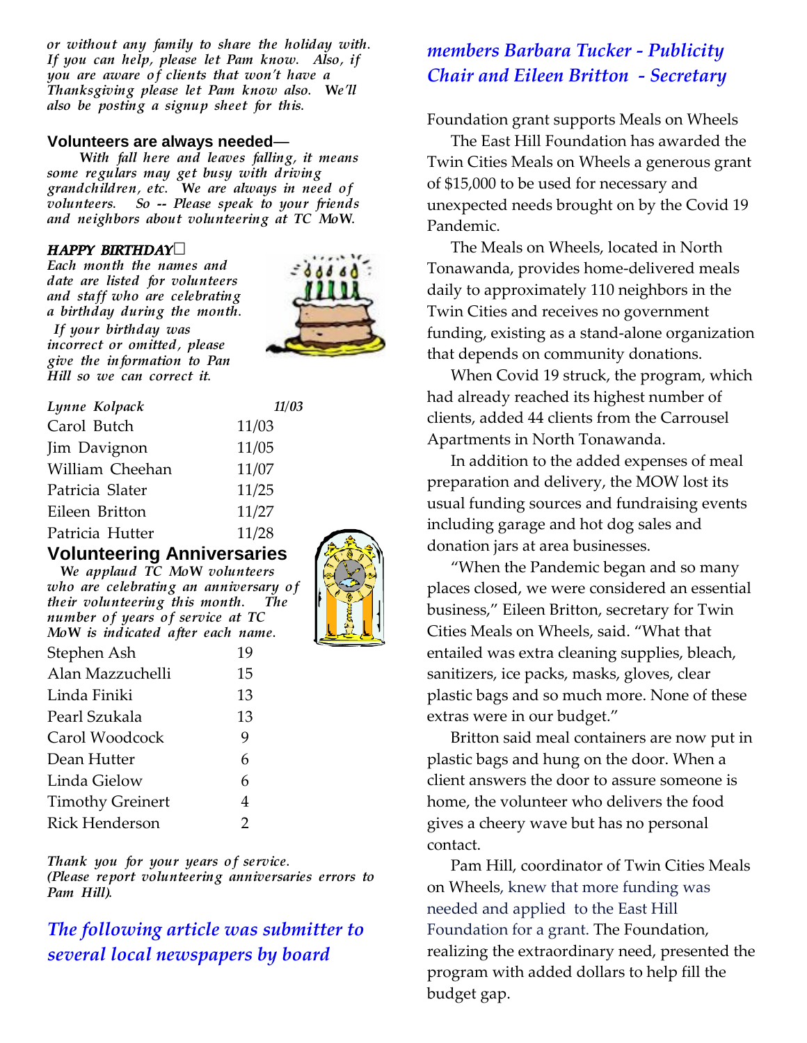*or without any family to share the holiday with. If you can help, please let Pam know. Also, if you are aware of clients that won't have a Thanksgiving please let Pam know also. We'll also be posting a signup sheet for this.*

### Volunteers are always needed—

*With fall here and leaves falling, it means some regulars may get busy with driving grandchildren, etc. We are always in need of volunteers. So -- Please speak to your friends and neighbors about volunteering at TC MoW.*

### *HAPPY BIRTHDAY*

*Each month the names and date are listed for volunteers and staff who are celebrating a birthday during the month. If your birthday was incorrect or omitted, please give the information to Pan Hill so we can correct it.*

| | |
|---|---|
| *Lynne Kolpack* | *11/03* |
| Carol Butch | 11/03 |
| Jim Davignon | 11/05 |
| William Cheehan | 11/07 |
| Patricia Slater | 11/25 |
| Eileen Britton | 11/27 |
| Patricia Hutter | 11/28 |

### Volunteering Anniversaries

*We applaud TC MoW volunteers who are celebrating an anniversary of their volunteering this month. The number of years of service at TC MoW is indicated after each name.*

| | |
|---|---|
| Stephen Ash | 19 |
| Alan Mazzuchelli | 15 |
| Linda Finiki | 13 |
| Pearl Szukala | 13 |
| Carol Woodcock | 9 |
| Dean Hutter | 6 |
| Linda Gielow | 6 |
| Timothy Greinert | 4 |
| Rick Henderson | 2 |

*Thank you for your years of service. (Please report volunteering anniversaries errors to Pam Hill).*

*The following article was submitter to several local newspapers by board members Barbara Tucker - Publicity Chair and Eileen Britton - Secretary*

Foundation grant supports Meals on Wheels

The East Hill Foundation has awarded the Twin Cities Meals on Wheels a generous grant of $15,000 to be used for necessary and unexpected needs brought on by the Covid 19 Pandemic.

The Meals on Wheels, located in North Tonawanda, provides home-delivered meals daily to approximately 110 neighbors in the Twin Cities and receives no government funding, existing as a stand-alone organization that depends on community donations.

When Covid 19 struck, the program, which had already reached its highest number of clients, added 44 clients from the Carrousel Apartments in North Tonawanda.

In addition to the added expenses of meal preparation and delivery, the MOW lost its usual funding sources and fundraising events including garage and hot dog sales and donation jars at area businesses.

"When the Pandemic began and so many places closed, we were considered an essential business," Eileen Britton, secretary for Twin Cities Meals on Wheels, said. "What that entailed was extra cleaning supplies, bleach, sanitizers, ice packs, masks, gloves, clear plastic bags and so much more. None of these extras were in our budget."

Britton said meal containers are now put in plastic bags and hung on the door. When a client answers the door to assure someone is home, the volunteer who delivers the food gives a cheery wave but has no personal contact.

Pam Hill, coordinator of Twin Cities Meals on Wheels, knew that more funding was needed and applied to the East Hill Foundation for a grant. The Foundation, realizing the extraordinary need, presented the program with added dollars to help fill the budget gap.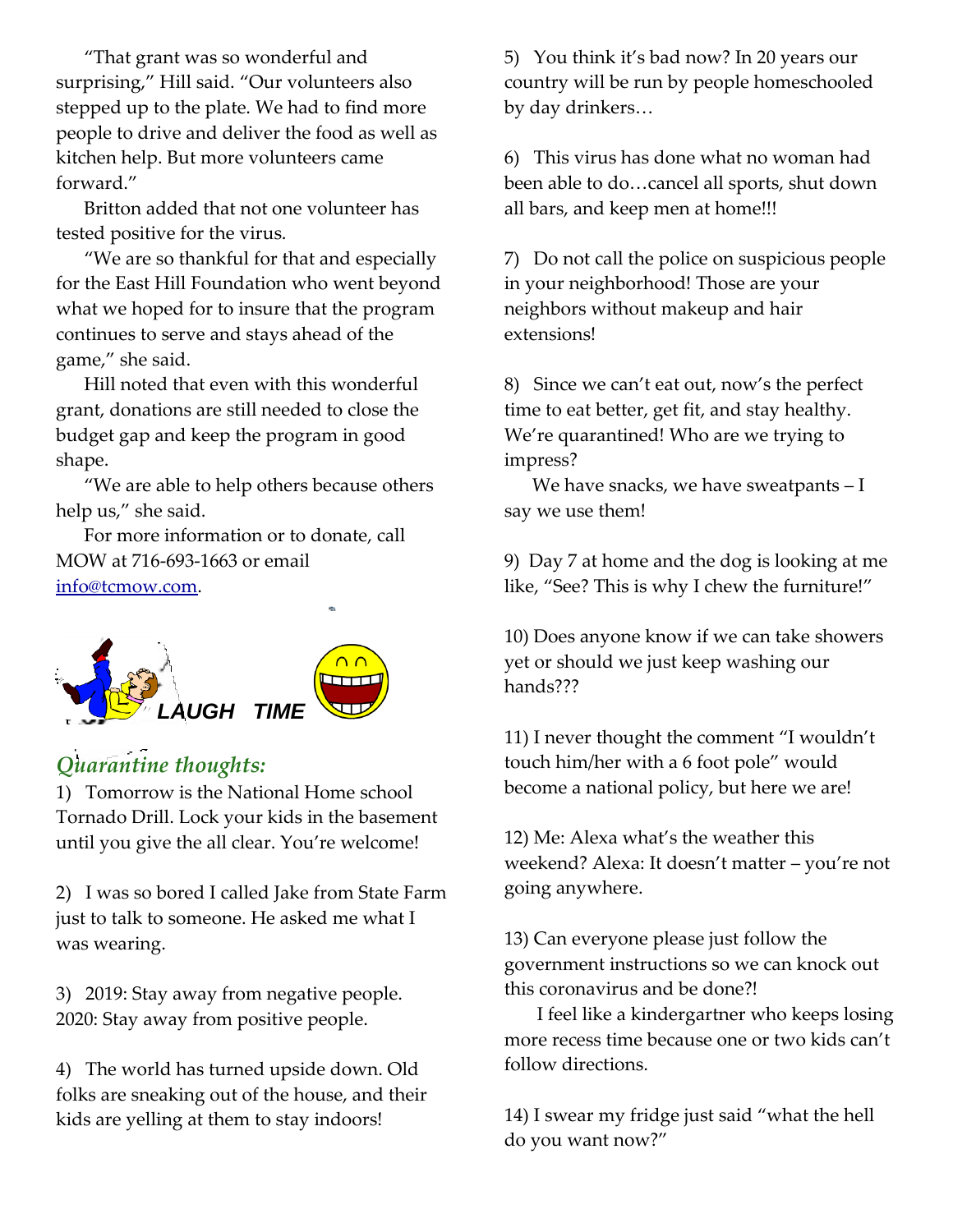"That grant was so wonderful and surprising," Hill said. "Our volunteers also stepped up to the plate. We had to find more people to drive and deliver the food as well as kitchen help. But more volunteers came forward."

Britton added that not one volunteer has tested positive for the virus.

"We are so thankful for that and especially for the East Hill Foundation who went beyond what we hoped for to insure that the program continues to serve and stays ahead of the game," she said.

Hill noted that even with this wonderful grant, donations are still needed to close the budget gap and keep the program in good shape.

"We are able to help others because others help us," she said.

For more information or to donate, call MOW at 716-693-1663 or email [info@tcmow.com](mailto:info@tcmow.com).

## LAUGH TIME

### *Quarantine thoughts:*

1) Tomorrow is the National Home school Tornado Drill. Lock your kids in the basement until you give the all clear. You're welcome!

2) I was so bored I called Jake from State Farm just to talk to someone. He asked me what I was wearing.

3) 2019: Stay away from negative people. 2020: Stay away from positive people.

4) The world has turned upside down. Old folks are sneaking out of the house, and their kids are yelling at them to stay indoors!

5) You think it's bad now? In 20 years our country will be run by people homeschooled by day drinkers…

6) This virus has done what no woman had been able to do…cancel all sports, shut down all bars, and keep men at home!!!

7) Do not call the police on suspicious people in your neighborhood! Those are your neighbors without makeup and hair extensions!

8) Since we can't eat out, now's the perfect time to eat better, get fit, and stay healthy. We're quarantined! Who are we trying to impress?

We have snacks, we have sweatpants – I say we use them!

9) Day 7 at home and the dog is looking at me like, "See? This is why I chew the furniture!"

10) Does anyone know if we can take showers yet or should we just keep washing our hands???

11) I never thought the comment "I wouldn't touch him/her with a 6 foot pole" would become a national policy, but here we are!

12) Me: Alexa what's the weather this weekend? Alexa: It doesn't matter – you're not going anywhere.

13) Can everyone please just follow the government instructions so we can knock out this coronavirus and be done?!

I feel like a kindergartner who keeps losing more recess time because one or two kids can't follow directions.

14) I swear my fridge just said "what the hell do you want now?"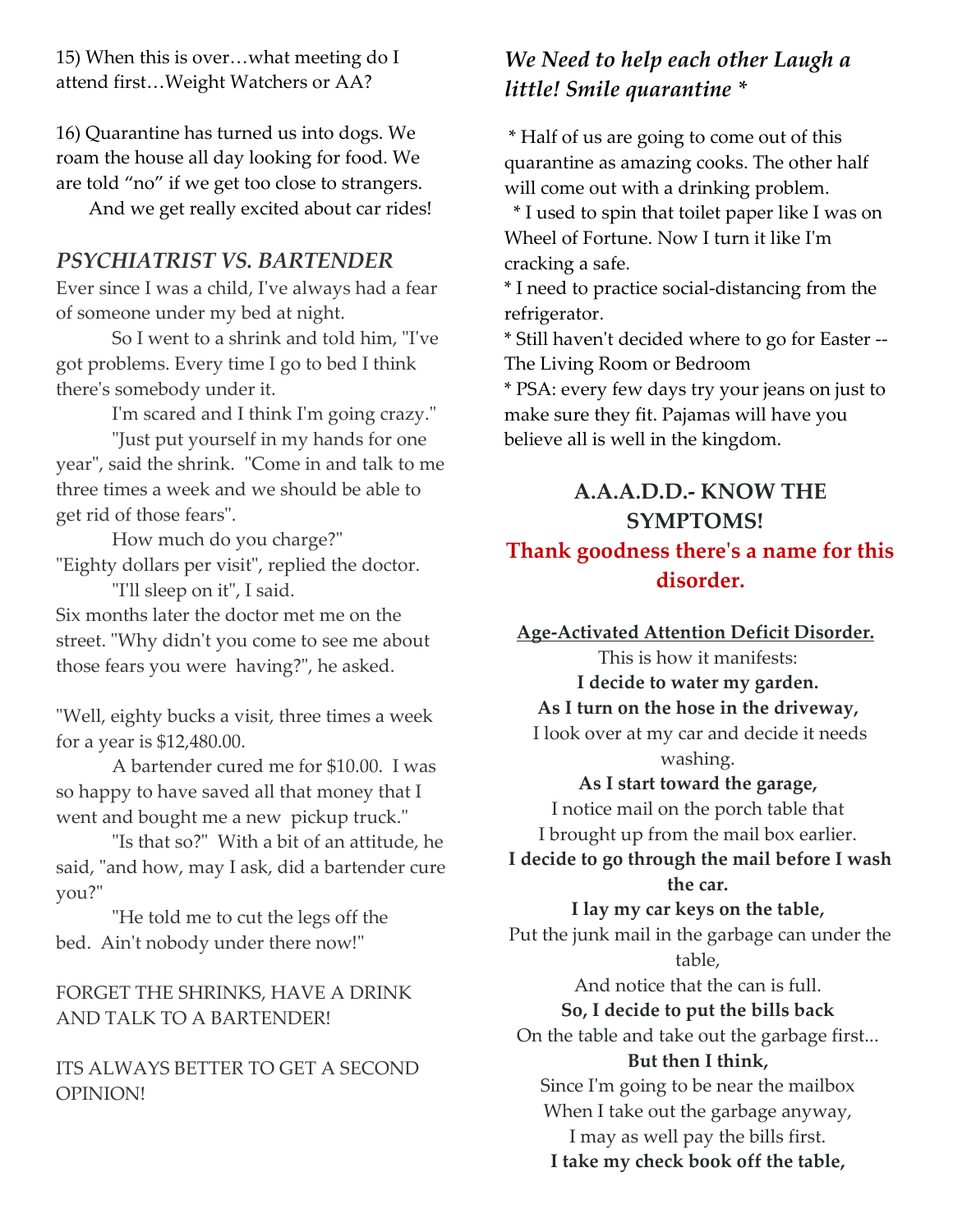15) When this is over…what meeting do I attend first…Weight Watchers or AA?

16) Quarantine has turned us into dogs. We roam the house all day looking for food. We are told "no" if we get too close to strangers. And we get really excited about car rides!

### *PSYCHIATRIST VS. BARTENDER*

Ever since I was a child, I've always had a fear of someone under my bed at night.

So I went to a shrink and told him, "I've got problems. Every time I go to bed I think there's somebody under it.

I'm scared and I think I'm going crazy."

"Just put yourself in my hands for one year", said the shrink. "Come in and talk to me three times a week and we should be able to get rid of those fears".

How much do you charge?"

"Eighty dollars per visit", replied the doctor.

"I'll sleep on it", I said.

Six months later the doctor met me on the street. "Why didn't you come to see me about those fears you were having?", he asked.

"Well, eighty bucks a visit, three times a week for a year is $12,480.00.

A bartender cured me for $10.00. I was so happy to have saved all that money that I went and bought me a new pickup truck."

"Is that so?" With a bit of an attitude, he said, "and how, may I ask, did a bartender cure you?"

"He told me to cut the legs off the bed. Ain't nobody under there now!"

FORGET THE SHRINKS, HAVE A DRINK AND TALK TO A BARTENDER!

ITS ALWAYS BETTER TO GET A SECOND OPINION!

### *We Need to help each other Laugh a little! Smile quarantine **

* Half of us are going to come out of this quarantine as amazing cooks. The other half will come out with a drinking problem.
* I used to spin that toilet paper like I was on Wheel of Fortune. Now I turn it like I'm cracking a safe.
* I need to practice social-distancing from the refrigerator.
* Still haven't decided where to go for Easter -- The Living Room or Bedroom
* PSA: every few days try your jeans on just to make sure they fit. Pajamas will have you believe all is well in the kingdom.

## A.A.A.D.D.- KNOW THE SYMPTOMS!

## Thank goodness there's a name for this disorder.

**Age-Activated Attention Deficit Disorder.**

This is how it manifests:

**I decide to water my garden.**

**As I turn on the hose in the driveway,**

I look over at my car and decide it needs washing.

**As I start toward the garage,**

I notice mail on the porch table that

I brought up from the mail box earlier.

**I decide to go through the mail before I wash the car.**

**I lay my car keys on the table,**

Put the junk mail in the garbage can under the table,

And notice that the can is full.

**So, I decide to put the bills back**

On the table and take out the garbage first...

**But then I think,**

Since I'm going to be near the mailbox

When I take out the garbage anyway,

I may as well pay the bills first.

**I take my check book off the table,**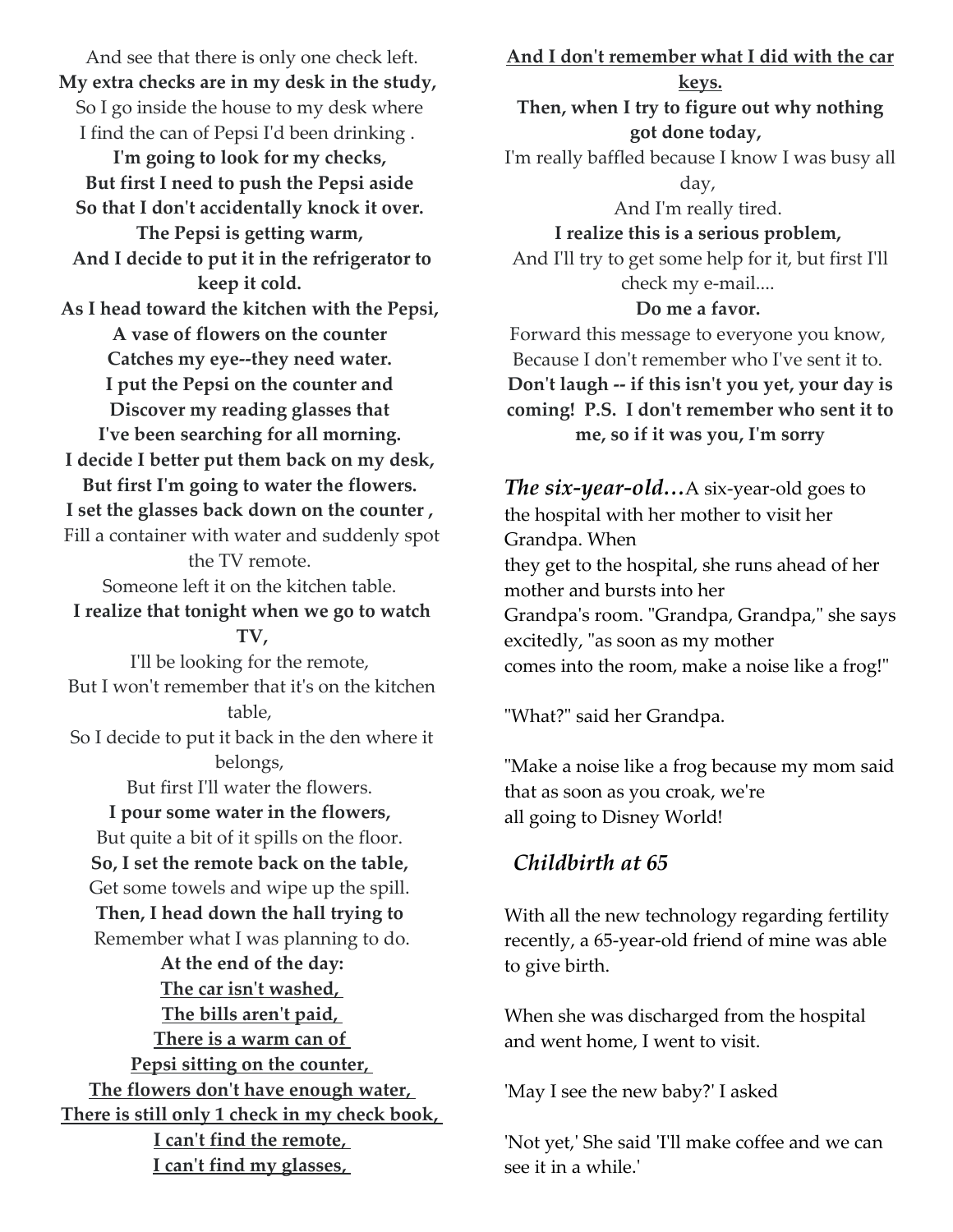And see that there is only one check left.
**My extra checks are in my desk in the study,**
So I go inside the house to my desk where
I find the can of Pepsi I'd been drinking .
**I'm going to look for my checks,**
**But first I need to push the Pepsi aside**
**So that I don't accidentally knock it over.**
**The Pepsi is getting warm,**
**And I decide to put it in the refrigerator to keep it cold.**
**As I head toward the kitchen with the Pepsi,**
**A vase of flowers on the counter**
**Catches my eye--they need water.**
**I put the Pepsi on the counter and**
**Discover my reading glasses that**
**I've been searching for all morning.**
**I decide I better put them back on my desk,**
**But first I'm going to water the flowers.**
**I set the glasses back down on the counter ,**
Fill a container with water and suddenly spot the TV remote.
Someone left it on the kitchen table.
**I realize that tonight when we go to watch TV,**
I'll be looking for the remote,
But I won't remember that it's on the kitchen table,
So I decide to put it back in the den where it belongs,
But first I'll water the flowers.
**I pour some water in the flowers,**
But quite a bit of it spills on the floor.
**So, I set the remote back on the table,**
Get some towels and wipe up the spill.
**Then, I head down the hall trying to**
Remember what I was planning to do.
**At the end of the day:**
**The car isn't washed,**
**The bills aren't paid,**
**There is a warm can of Pepsi sitting on the counter,**
**The flowers don't have enough water,**
**There is still only 1 check in my check book,**
**I can't find the remote,**
**I can't find my glasses,**
**And I don't remember what I did with the car keys.**
**Then, when I try to figure out why nothing got done today,**
I'm really baffled because I know I was busy all day,
And I'm really tired.
**I realize this is a serious problem,**
And I'll try to get some help for it, but first I'll check my e-mail....
**Do me a favor.**
Forward this message to everyone you know,
Because I don't remember who I've sent it to.
**Don't laugh -- if this isn't you yet, your day is coming! P.S. I don't remember who sent it to me, so if it was you, I'm sorry**

***The six-year-old…*** A six-year-old goes to the hospital with her mother to visit her Grandpa. When they get to the hospital, she runs ahead of her mother and bursts into her Grandpa's room. "Grandpa, Grandpa," she says excitedly, "as soon as my mother comes into the room, make a noise like a frog!"

"What?" said her Grandpa.

"Make a noise like a frog because my mom said that as soon as you croak, we're all going to Disney World!

## *Childbirth at 65*

With all the new technology regarding fertility recently, a 65-year-old friend of mine was able to give birth.

When she was discharged from the hospital and went home, I went to visit.

'May I see the new baby?' I asked

'Not yet,' She said 'I'll make coffee and we can see it in a while.'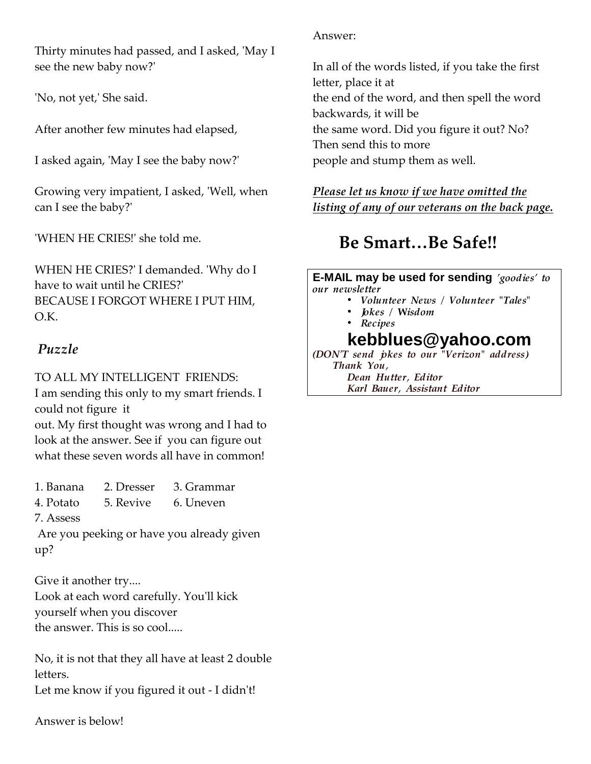Thirty minutes had passed, and I asked, 'May I see the new baby now?'

'No, not yet,' She said.

After another few minutes had elapsed,

I asked again, 'May I see the baby now?'

Growing very impatient, I asked, 'Well, when can I see the baby?'

'WHEN HE CRIES!' she told me.

WHEN HE CRIES?' I demanded. 'Why do I have to wait until he CRIES?'
BECAUSE I FORGOT WHERE I PUT HIM, O.K.

## *Puzzle*

TO ALL MY INTELLIGENT FRIENDS:
I am sending this only to my smart friends. I could not figure it
out. My first thought was wrong and I had to look at the answer. See if you can figure out what these seven words all have in common!

1. Banana 2. Dresser 3. Grammar
4. Potato 5. Revive 6. Uneven
7. Assess

Are you peeking or have you already given up?

Give it another try....
Look at each word carefully. You'll kick yourself when you discover
the answer. This is so cool.....

No, it is not that they all have at least 2 double letters.
Let me know if you figured it out - I didn't!

Answer is below!

Answer:

In all of the words listed, if you take the first letter, place it at
the end of the word, and then spell the word backwards, it will be
the same word. Did you figure it out? No? Then send this to more
people and stump them as well.

***Please let us know if we have omitted the listing of any of our veterans on the back page.***

## Be Smart…Be Safe!!

**E-MAIL may be used for sending** *'goodies' to our newsletter*

- *Volunteer News / Volunteer "Tales"*
- *Jokes / Wisdom*
- *Recipes*

**kebblues@yahoo.com**

*(DON'T send jokes to our "Verizon" address)*
*Thank You,*
*Dean Hutter, Editor*
*Karl Bauer, Assistant Editor*